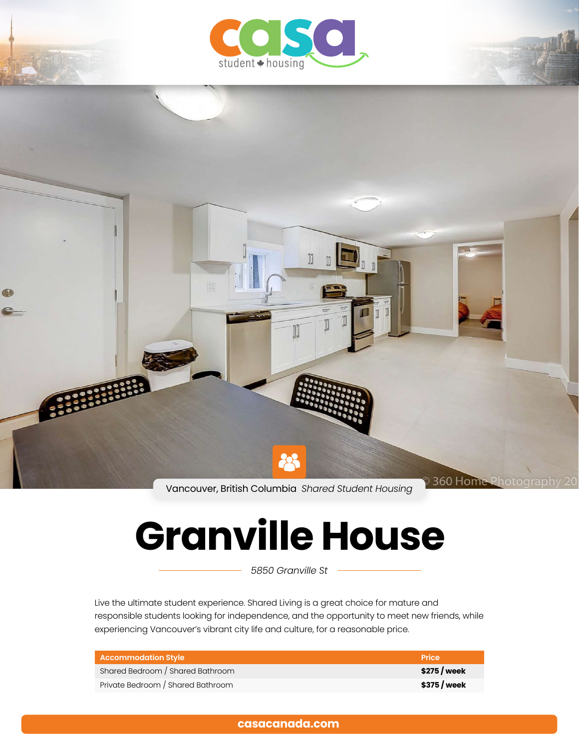casa student housing

Vancouver, British Columbia *Shared Student Housing*

# Granville House

*5850 Granville St*

Live the ultimate student experience. Shared Living is a great choice for mature and responsible students looking for independence, and the opportunity to meet new friends, while experiencing Vancouver's vibrant city life and culture, for a reasonable price.

| Accommodation Style | Price |
|---|---|
| Shared Bedroom / Shared Bathroom | **$275 / week** |
| Private Bedroom / Shared Bathroom | **$375 / week** |

**casacanada.com**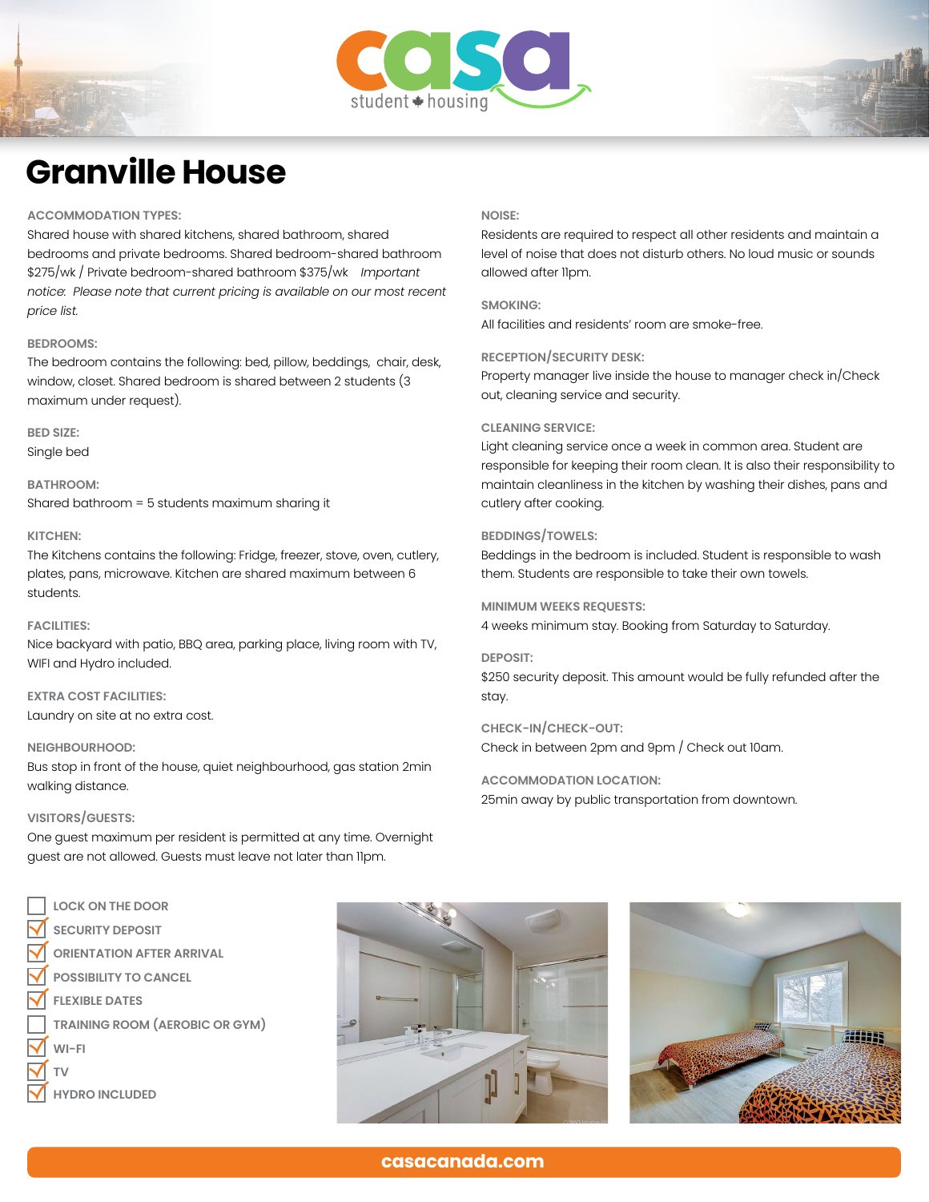casa student housing

# Granville House

**ACCOMMODATION TYPES:**
Shared house with shared kitchens, shared bathroom, shared bedrooms and private bedrooms. Shared bedroom-shared bathroom $275/wk / Private bedroom-shared bathroom $375/wk *Important notice: Please note that current pricing is available on our most recent price list.*

**BEDROOMS:**
The bedroom contains the following: bed, pillow, beddings, chair, desk, window, closet. Shared bedroom is shared between 2 students (3 maximum under request).

**BED SIZE:**
Single bed

**BATHROOM:**
Shared bathroom = 5 students maximum sharing it

**KITCHEN:**
The Kitchens contains the following: Fridge, freezer, stove, oven, cutlery, plates, pans, microwave. Kitchen are shared maximum between 6 students.

**FACILITIES:**
Nice backyard with patio, BBQ area, parking place, living room with TV, WIFI and Hydro included.

**EXTRA COST FACILITIES:**
Laundry on site at no extra cost.

**NEIGHBOURHOOD:**
Bus stop in front of the house, quiet neighbourhood, gas station 2min walking distance.

**VISITORS/GUESTS:**
One guest maximum per resident is permitted at any time. Overnight guest are not allowed. Guests must leave not later than 11pm.

**NOISE:**
Residents are required to respect all other residents and maintain a level of noise that does not disturb others. No loud music or sounds allowed after 11pm.

**SMOKING:**
All facilities and residents' room are smoke-free.

**RECEPTION/SECURITY DESK:**
Property manager live inside the house to manager check in/Check out, cleaning service and security.

**CLEANING SERVICE:**
Light cleaning service once a week in common area. Student are responsible for keeping their room clean. It is also their responsibility to maintain cleanliness in the kitchen by washing their dishes, pans and cutlery after cooking.

**BEDDINGS/TOWELS:**
Beddings in the bedroom is included. Student is responsible to wash them. Students are responsible to take their own towels.

**MINIMUM WEEKS REQUESTS:**
4 weeks minimum stay. Booking from Saturday to Saturday.

**DEPOSIT:**
$250 security deposit. This amount would be fully refunded after the stay.

**CHECK-IN/CHECK-OUT:**
Check in between 2pm and 9pm / Check out 10am.

**ACCOMMODATION LOCATION:**
25min away by public transportation from downtown.

- [ ] LOCK ON THE DOOR
- [x] SECURITY DEPOSIT
- [x] ORIENTATION AFTER ARRIVAL
- [x] POSSIBILITY TO CANCEL
- [x] FLEXIBLE DATES
- [ ] TRAINING ROOM (AEROBIC OR GYM)
- [x] WI-FI
- [x] TV
- [x] HYDRO INCLUDED

casacanada.com